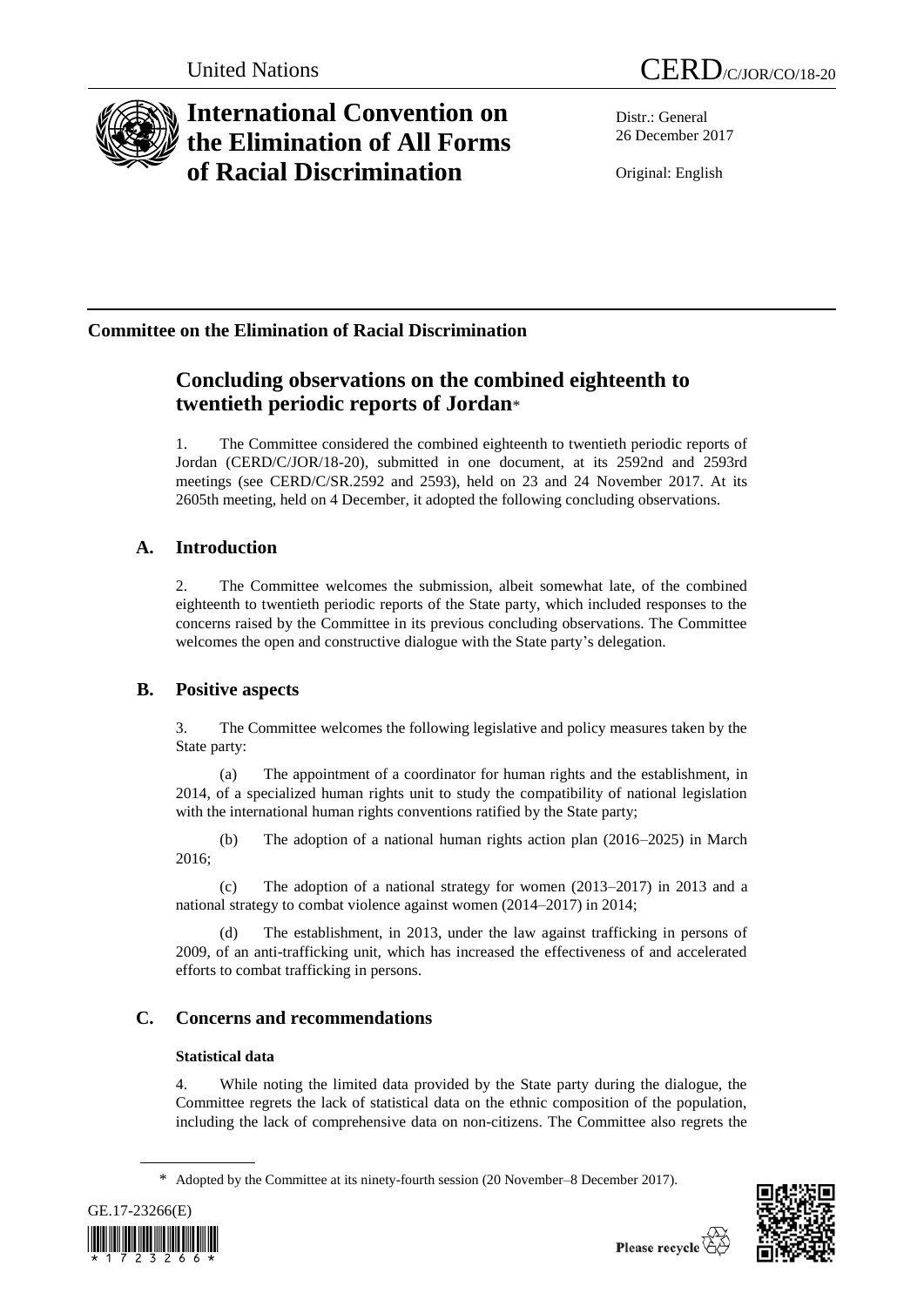United Nations

CERD/C/JOR/CO/18-20

# International Convention on the Elimination of All Forms of Racial Discrimination

Distr.: General
26 December 2017

Original: English

**Committee on the Elimination of Racial Discrimination**

## Concluding observations on the combined eighteenth to twentieth periodic reports of Jordan*

1. The Committee considered the combined eighteenth to twentieth periodic reports of Jordan (CERD/C/JOR/18-20), submitted in one document, at its 2592nd and 2593rd meetings (see CERD/C/SR.2592 and 2593), held on 23 and 24 November 2017. At its 2605th meeting, held on 4 December, it adopted the following concluding observations.

### A. Introduction

2. The Committee welcomes the submission, albeit somewhat late, of the combined eighteenth to twentieth periodic reports of the State party, which included responses to the concerns raised by the Committee in its previous concluding observations. The Committee welcomes the open and constructive dialogue with the State party's delegation.

### B. Positive aspects

3. The Committee welcomes the following legislative and policy measures taken by the State party:

(a) The appointment of a coordinator for human rights and the establishment, in 2014, of a specialized human rights unit to study the compatibility of national legislation with the international human rights conventions ratified by the State party;

(b) The adoption of a national human rights action plan (2016–2025) in March 2016;

(c) The adoption of a national strategy for women (2013–2017) in 2013 and a national strategy to combat violence against women (2014–2017) in 2014;

(d) The establishment, in 2013, under the law against trafficking in persons of 2009, of an anti-trafficking unit, which has increased the effectiveness of and accelerated efforts to combat trafficking in persons.

### C. Concerns and recommendations

#### Statistical data

4. While noting the limited data provided by the State party during the dialogue, the Committee regrets the lack of statistical data on the ethnic composition of the population, including the lack of comprehensive data on non-citizens. The Committee also regrets the

\* Adopted by the Committee at its ninety-fourth session (20 November–8 December 2017).

GE.17-23266(E)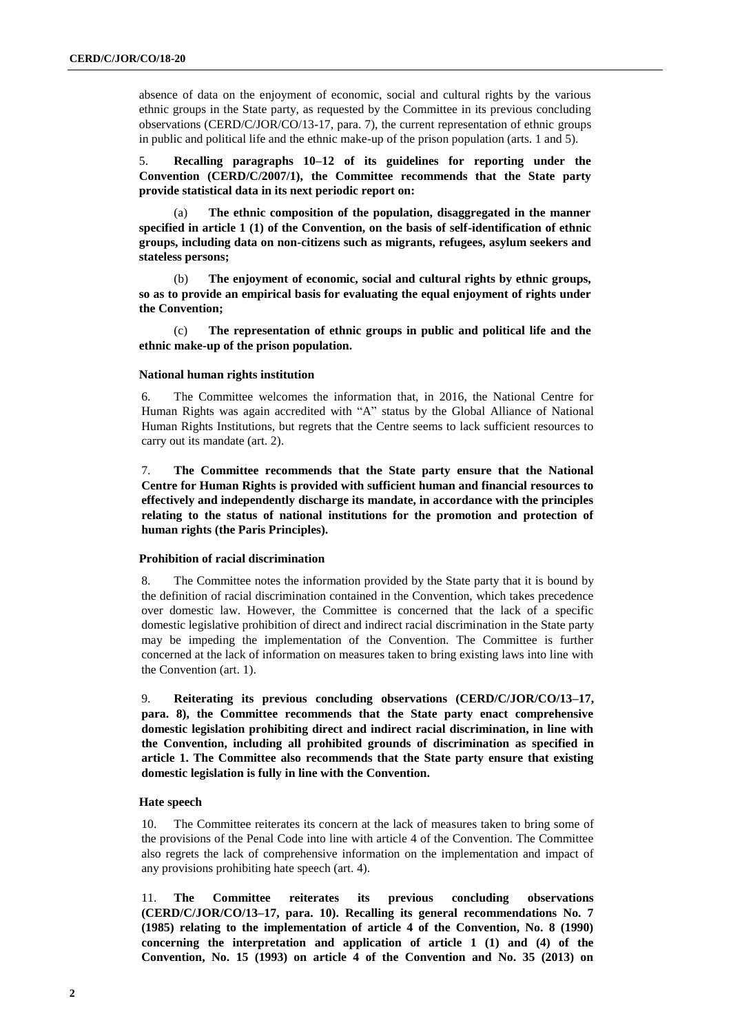absence of data on the enjoyment of economic, social and cultural rights by the various ethnic groups in the State party, as requested by the Committee in its previous concluding observations (CERD/C/JOR/CO/13-17, para. 7), the current representation of ethnic groups in public and political life and the ethnic make-up of the prison population (arts. 1 and 5).

5. **Recalling paragraphs 10–12 of its guidelines for reporting under the Convention (CERD/C/2007/1), the Committee recommends that the State party provide statistical data in its next periodic report on:**

(a) **The ethnic composition of the population, disaggregated in the manner specified in article 1 (1) of the Convention, on the basis of self-identification of ethnic groups, including data on non-citizens such as migrants, refugees, asylum seekers and stateless persons;**

(b) **The enjoyment of economic, social and cultural rights by ethnic groups, so as to provide an empirical basis for evaluating the equal enjoyment of rights under the Convention;**

(c) **The representation of ethnic groups in public and political life and the ethnic make-up of the prison population.**

### National human rights institution

6. The Committee welcomes the information that, in 2016, the National Centre for Human Rights was again accredited with "A" status by the Global Alliance of National Human Rights Institutions, but regrets that the Centre seems to lack sufficient resources to carry out its mandate (art. 2).

7. **The Committee recommends that the State party ensure that the National Centre for Human Rights is provided with sufficient human and financial resources to effectively and independently discharge its mandate, in accordance with the principles relating to the status of national institutions for the promotion and protection of human rights (the Paris Principles).**

### Prohibition of racial discrimination

8. The Committee notes the information provided by the State party that it is bound by the definition of racial discrimination contained in the Convention, which takes precedence over domestic law. However, the Committee is concerned that the lack of a specific domestic legislative prohibition of direct and indirect racial discrimination in the State party may be impeding the implementation of the Convention. The Committee is further concerned at the lack of information on measures taken to bring existing laws into line with the Convention (art. 1).

9. **Reiterating its previous concluding observations (CERD/C/JOR/CO/13–17, para. 8), the Committee recommends that the State party enact comprehensive domestic legislation prohibiting direct and indirect racial discrimination, in line with the Convention, including all prohibited grounds of discrimination as specified in article 1. The Committee also recommends that the State party ensure that existing domestic legislation is fully in line with the Convention.**

### Hate speech

10. The Committee reiterates its concern at the lack of measures taken to bring some of the provisions of the Penal Code into line with article 4 of the Convention. The Committee also regrets the lack of comprehensive information on the implementation and impact of any provisions prohibiting hate speech (art. 4).

11. **The Committee reiterates its previous concluding observations (CERD/C/JOR/CO/13–17, para. 10). Recalling its general recommendations No. 7 (1985) relating to the implementation of article 4 of the Convention, No. 8 (1990) concerning the interpretation and application of article 1 (1) and (4) of the Convention, No. 15 (1993) on article 4 of the Convention and No. 35 (2013) on**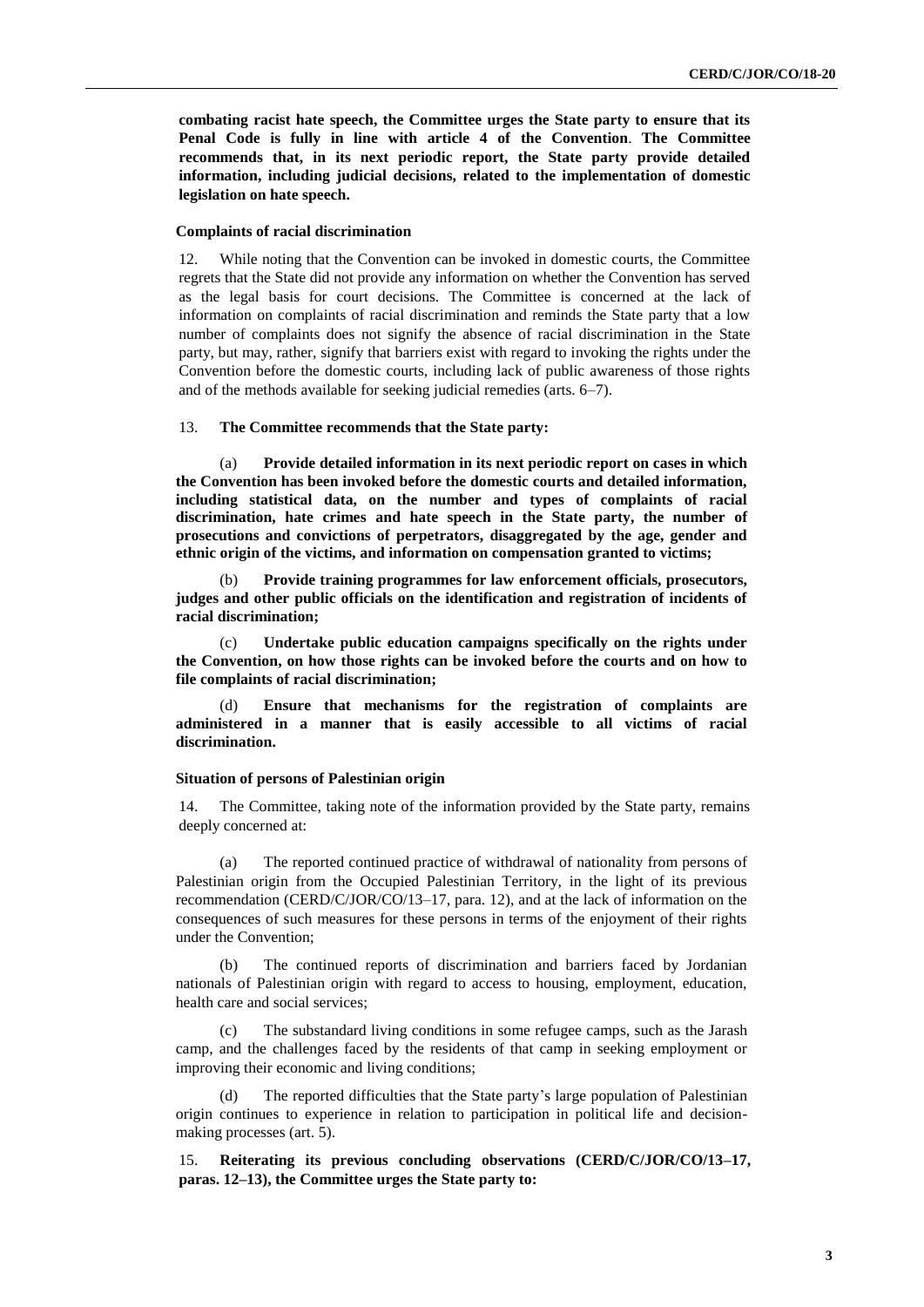**combating racist hate speech, the Committee urges the State party to ensure that its Penal Code is fully in line with article 4 of the Convention**. **The Committee recommends that, in its next periodic report, the State party provide detailed information, including judicial decisions, related to the implementation of domestic legislation on hate speech.**

### Complaints of racial discrimination

12. While noting that the Convention can be invoked in domestic courts, the Committee regrets that the State did not provide any information on whether the Convention has served as the legal basis for court decisions. The Committee is concerned at the lack of information on complaints of racial discrimination and reminds the State party that a low number of complaints does not signify the absence of racial discrimination in the State party, but may, rather, signify that barriers exist with regard to invoking the rights under the Convention before the domestic courts, including lack of public awareness of those rights and of the methods available for seeking judicial remedies (arts. 6–7).

13. **The Committee recommends that the State party:**

(a) **Provide detailed information in its next periodic report on cases in which the Convention has been invoked before the domestic courts and detailed information, including statistical data, on the number and types of complaints of racial discrimination, hate crimes and hate speech in the State party, the number of prosecutions and convictions of perpetrators, disaggregated by the age, gender and ethnic origin of the victims, and information on compensation granted to victims;**

(b) **Provide training programmes for law enforcement officials, prosecutors, judges and other public officials on the identification and registration of incidents of racial discrimination;**

(c) **Undertake public education campaigns specifically on the rights under the Convention, on how those rights can be invoked before the courts and on how to file complaints of racial discrimination;**

(d) **Ensure that mechanisms for the registration of complaints are administered in a manner that is easily accessible to all victims of racial discrimination.**

### Situation of persons of Palestinian origin

14. The Committee, taking note of the information provided by the State party, remains deeply concerned at:

(a) The reported continued practice of withdrawal of nationality from persons of Palestinian origin from the Occupied Palestinian Territory, in the light of its previous recommendation (CERD/C/JOR/CO/13–17, para. 12), and at the lack of information on the consequences of such measures for these persons in terms of the enjoyment of their rights under the Convention;

(b) The continued reports of discrimination and barriers faced by Jordanian nationals of Palestinian origin with regard to access to housing, employment, education, health care and social services;

(c) The substandard living conditions in some refugee camps, such as the Jarash camp, and the challenges faced by the residents of that camp in seeking employment or improving their economic and living conditions;

(d) The reported difficulties that the State party's large population of Palestinian origin continues to experience in relation to participation in political life and decision-making processes (art. 5).

15. **Reiterating its previous concluding observations (CERD/C/JOR/CO/13–17, paras. 12–13), the Committee urges the State party to:**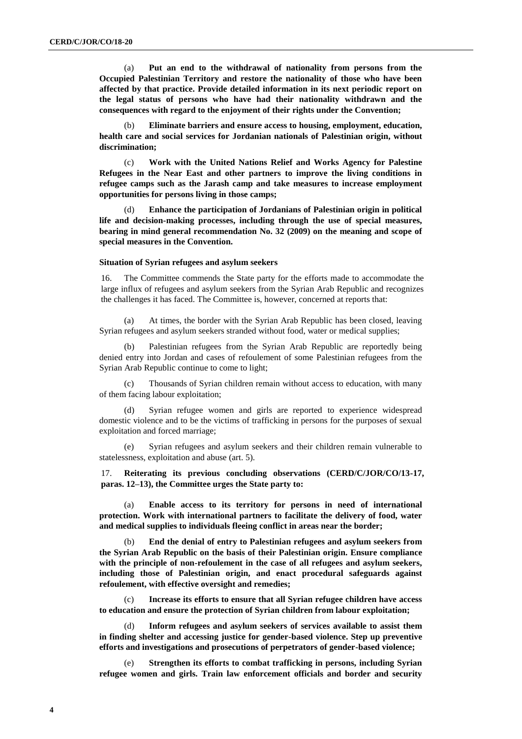(a) **Put an end to the withdrawal of nationality from persons from the Occupied Palestinian Territory and restore the nationality of those who have been affected by that practice. Provide detailed information in its next periodic report on the legal status of persons who have had their nationality withdrawn and the consequences with regard to the enjoyment of their rights under the Convention;**

(b) **Eliminate barriers and ensure access to housing, employment, education, health care and social services for Jordanian nationals of Palestinian origin, without discrimination;**

(c) **Work with the United Nations Relief and Works Agency for Palestine Refugees in the Near East and other partners to improve the living conditions in refugee camps such as the Jarash camp and take measures to increase employment opportunities for persons living in those camps;**

(d) **Enhance the participation of Jordanians of Palestinian origin in political life and decision-making processes, including through the use of special measures, bearing in mind general recommendation No. 32 (2009) on the meaning and scope of special measures in the Convention.**

### Situation of Syrian refugees and asylum seekers

16. The Committee commends the State party for the efforts made to accommodate the large influx of refugees and asylum seekers from the Syrian Arab Republic and recognizes the challenges it has faced. The Committee is, however, concerned at reports that:

(a) At times, the border with the Syrian Arab Republic has been closed, leaving Syrian refugees and asylum seekers stranded without food, water or medical supplies;

(b) Palestinian refugees from the Syrian Arab Republic are reportedly being denied entry into Jordan and cases of refoulement of some Palestinian refugees from the Syrian Arab Republic continue to come to light;

(c) Thousands of Syrian children remain without access to education, with many of them facing labour exploitation;

(d) Syrian refugee women and girls are reported to experience widespread domestic violence and to be the victims of trafficking in persons for the purposes of sexual exploitation and forced marriage;

(e) Syrian refugees and asylum seekers and their children remain vulnerable to statelessness, exploitation and abuse (art. 5).

17. **Reiterating its previous concluding observations (CERD/C/JOR/CO/13-17, paras. 12–13), the Committee urges the State party to:**

(a) **Enable access to its territory for persons in need of international protection. Work with international partners to facilitate the delivery of food, water and medical supplies to individuals fleeing conflict in areas near the border;**

(b) **End the denial of entry to Palestinian refugees and asylum seekers from the Syrian Arab Republic on the basis of their Palestinian origin. Ensure compliance with the principle of non-refoulement in the case of all refugees and asylum seekers, including those of Palestinian origin, and enact procedural safeguards against refoulement, with effective oversight and remedies;**

(c) **Increase its efforts to ensure that all Syrian refugee children have access to education and ensure the protection of Syrian children from labour exploitation;**

(d) **Inform refugees and asylum seekers of services available to assist them in finding shelter and accessing justice for gender-based violence. Step up preventive efforts and investigations and prosecutions of perpetrators of gender-based violence;**

(e) **Strengthen its efforts to combat trafficking in persons, including Syrian refugee women and girls. Train law enforcement officials and border and security**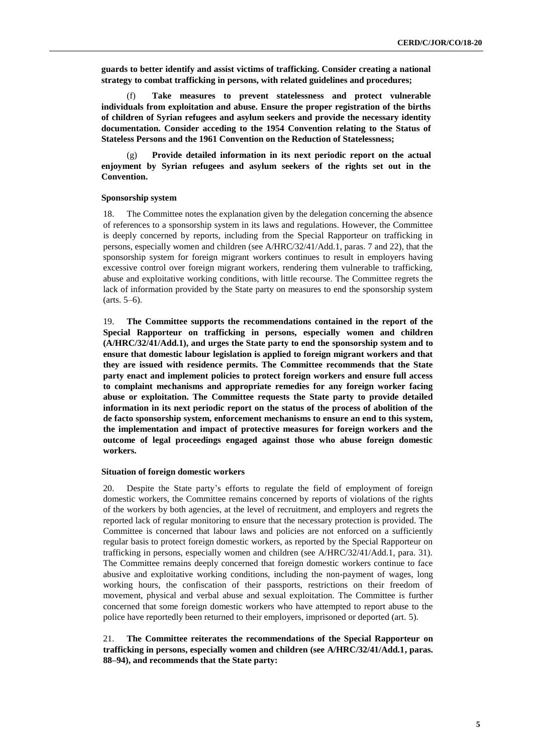**guards to better identify and assist victims of trafficking. Consider creating a national strategy to combat trafficking in persons, with related guidelines and procedures;**

(f) **Take measures to prevent statelessness and protect vulnerable individuals from exploitation and abuse. Ensure the proper registration of the births of children of Syrian refugees and asylum seekers and provide the necessary identity documentation. Consider acceding to the 1954 Convention relating to the Status of Stateless Persons and the 1961 Convention on the Reduction of Statelessness;**

(g) **Provide detailed information in its next periodic report on the actual enjoyment by Syrian refugees and asylum seekers of the rights set out in the Convention.**

### Sponsorship system

18. The Committee notes the explanation given by the delegation concerning the absence of references to a sponsorship system in its laws and regulations. However, the Committee is deeply concerned by reports, including from the Special Rapporteur on trafficking in persons, especially women and children (see A/HRC/32/41/Add.1, paras. 7 and 22), that the sponsorship system for foreign migrant workers continues to result in employers having excessive control over foreign migrant workers, rendering them vulnerable to trafficking, abuse and exploitative working conditions, with little recourse. The Committee regrets the lack of information provided by the State party on measures to end the sponsorship system (arts. 5–6).

19. **The Committee supports the recommendations contained in the report of the Special Rapporteur on trafficking in persons, especially women and children (A/HRC/32/41/Add.1), and urges the State party to end the sponsorship system and to ensure that domestic labour legislation is applied to foreign migrant workers and that they are issued with residence permits. The Committee recommends that the State party enact and implement policies to protect foreign workers and ensure full access to complaint mechanisms and appropriate remedies for any foreign worker facing abuse or exploitation. The Committee requests the State party to provide detailed information in its next periodic report on the status of the process of abolition of the de facto sponsorship system, enforcement mechanisms to ensure an end to this system, the implementation and impact of protective measures for foreign workers and the outcome of legal proceedings engaged against those who abuse foreign domestic workers.**

### Situation of foreign domestic workers

20. Despite the State party's efforts to regulate the field of employment of foreign domestic workers, the Committee remains concerned by reports of violations of the rights of the workers by both agencies, at the level of recruitment, and employers and regrets the reported lack of regular monitoring to ensure that the necessary protection is provided. The Committee is concerned that labour laws and policies are not enforced on a sufficiently regular basis to protect foreign domestic workers, as reported by the Special Rapporteur on trafficking in persons, especially women and children (see A/HRC/32/41/Add.1, para. 31). The Committee remains deeply concerned that foreign domestic workers continue to face abusive and exploitative working conditions, including the non-payment of wages, long working hours, the confiscation of their passports, restrictions on their freedom of movement, physical and verbal abuse and sexual exploitation. The Committee is further concerned that some foreign domestic workers who have attempted to report abuse to the police have reportedly been returned to their employers, imprisoned or deported (art. 5).

21. **The Committee reiterates the recommendations of the Special Rapporteur on trafficking in persons, especially women and children (see A/HRC/32/41/Add.1, paras. 88–94), and recommends that the State party:**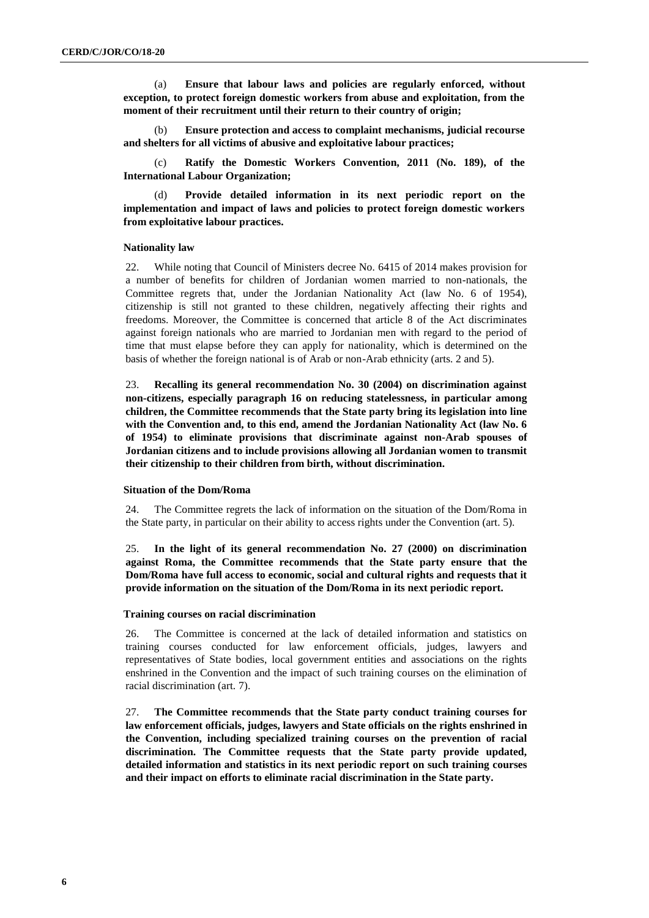(a) **Ensure that labour laws and policies are regularly enforced, without exception, to protect foreign domestic workers from abuse and exploitation, from the moment of their recruitment until their return to their country of origin;**

(b) **Ensure protection and access to complaint mechanisms, judicial recourse and shelters for all victims of abusive and exploitative labour practices;**

(c) **Ratify the Domestic Workers Convention, 2011 (No. 189), of the International Labour Organization;**

(d) **Provide detailed information in its next periodic report on the implementation and impact of laws and policies to protect foreign domestic workers from exploitative labour practices.**

### Nationality law

22. While noting that Council of Ministers decree No. 6415 of 2014 makes provision for a number of benefits for children of Jordanian women married to non-nationals, the Committee regrets that, under the Jordanian Nationality Act (law No. 6 of 1954), citizenship is still not granted to these children, negatively affecting their rights and freedoms. Moreover, the Committee is concerned that article 8 of the Act discriminates against foreign nationals who are married to Jordanian men with regard to the period of time that must elapse before they can apply for nationality, which is determined on the basis of whether the foreign national is of Arab or non-Arab ethnicity (arts. 2 and 5).

23. **Recalling its general recommendation No. 30 (2004) on discrimination against non-citizens, especially paragraph 16 on reducing statelessness, in particular among children, the Committee recommends that the State party bring its legislation into line with the Convention and, to this end, amend the Jordanian Nationality Act (law No. 6 of 1954) to eliminate provisions that discriminate against non-Arab spouses of Jordanian citizens and to include provisions allowing all Jordanian women to transmit their citizenship to their children from birth, without discrimination.**

### Situation of the Dom/Roma

24. The Committee regrets the lack of information on the situation of the Dom/Roma in the State party, in particular on their ability to access rights under the Convention (art. 5).

25. **In the light of its general recommendation No. 27 (2000) on discrimination against Roma, the Committee recommends that the State party ensure that the Dom/Roma have full access to economic, social and cultural rights and requests that it provide information on the situation of the Dom/Roma in its next periodic report.**

### Training courses on racial discrimination

26. The Committee is concerned at the lack of detailed information and statistics on training courses conducted for law enforcement officials, judges, lawyers and representatives of State bodies, local government entities and associations on the rights enshrined in the Convention and the impact of such training courses on the elimination of racial discrimination (art. 7).

27. **The Committee recommends that the State party conduct training courses for law enforcement officials, judges, lawyers and State officials on the rights enshrined in the Convention, including specialized training courses on the prevention of racial discrimination. The Committee requests that the State party provide updated, detailed information and statistics in its next periodic report on such training courses and their impact on efforts to eliminate racial discrimination in the State party.**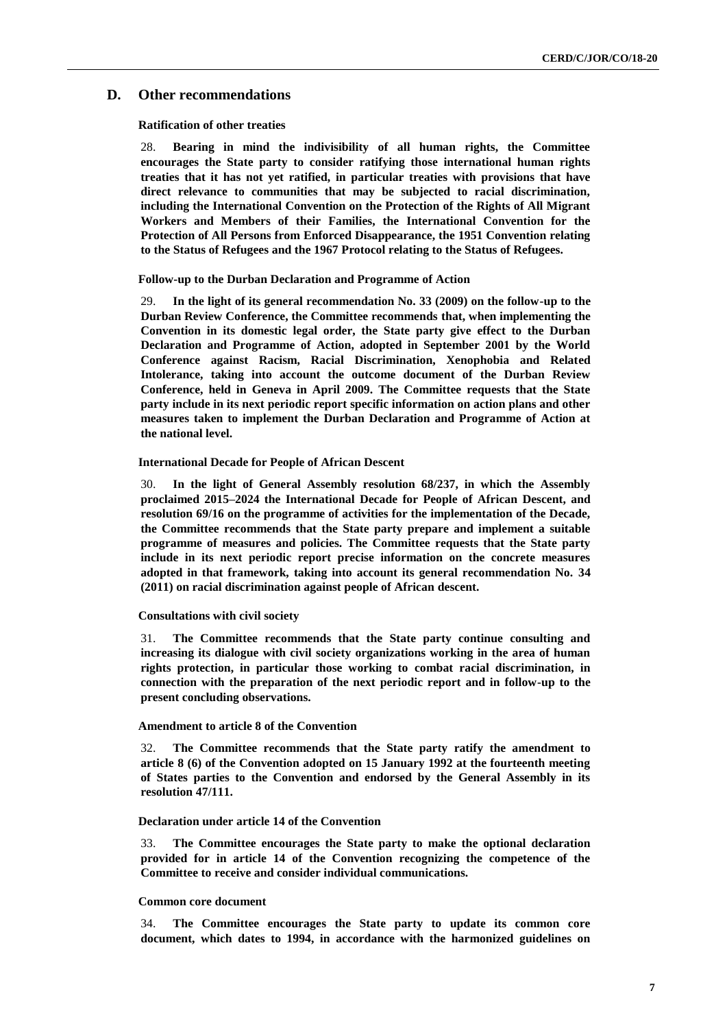## D. Other recommendations

### Ratification of other treaties

28. **Bearing in mind the indivisibility of all human rights, the Committee encourages the State party to consider ratifying those international human rights treaties that it has not yet ratified, in particular treaties with provisions that have direct relevance to communities that may be subjected to racial discrimination, including the International Convention on the Protection of the Rights of All Migrant Workers and Members of their Families, the International Convention for the Protection of All Persons from Enforced Disappearance, the 1951 Convention relating to the Status of Refugees and the 1967 Protocol relating to the Status of Refugees.**

### Follow-up to the Durban Declaration and Programme of Action

29. **In the light of its general recommendation No. 33 (2009) on the follow-up to the Durban Review Conference, the Committee recommends that, when implementing the Convention in its domestic legal order, the State party give effect to the Durban Declaration and Programme of Action, adopted in September 2001 by the World Conference against Racism, Racial Discrimination, Xenophobia and Related Intolerance, taking into account the outcome document of the Durban Review Conference, held in Geneva in April 2009. The Committee requests that the State party include in its next periodic report specific information on action plans and other measures taken to implement the Durban Declaration and Programme of Action at the national level.**

### International Decade for People of African Descent

30. **In the light of General Assembly resolution 68/237, in which the Assembly proclaimed 2015–2024 the International Decade for People of African Descent, and resolution 69/16 on the programme of activities for the implementation of the Decade, the Committee recommends that the State party prepare and implement a suitable programme of measures and policies. The Committee requests that the State party include in its next periodic report precise information on the concrete measures adopted in that framework, taking into account its general recommendation No. 34 (2011) on racial discrimination against people of African descent.**

### Consultations with civil society

31. **The Committee recommends that the State party continue consulting and increasing its dialogue with civil society organizations working in the area of human rights protection, in particular those working to combat racial discrimination, in connection with the preparation of the next periodic report and in follow-up to the present concluding observations.**

### Amendment to article 8 of the Convention

32. **The Committee recommends that the State party ratify the amendment to article 8 (6) of the Convention adopted on 15 January 1992 at the fourteenth meeting of States parties to the Convention and endorsed by the General Assembly in its resolution 47/111.**

### Declaration under article 14 of the Convention

33. **The Committee encourages the State party to make the optional declaration provided for in article 14 of the Convention recognizing the competence of the Committee to receive and consider individual communications.**

### Common core document

34. **The Committee encourages the State party to update its common core document, which dates to 1994, in accordance with the harmonized guidelines on**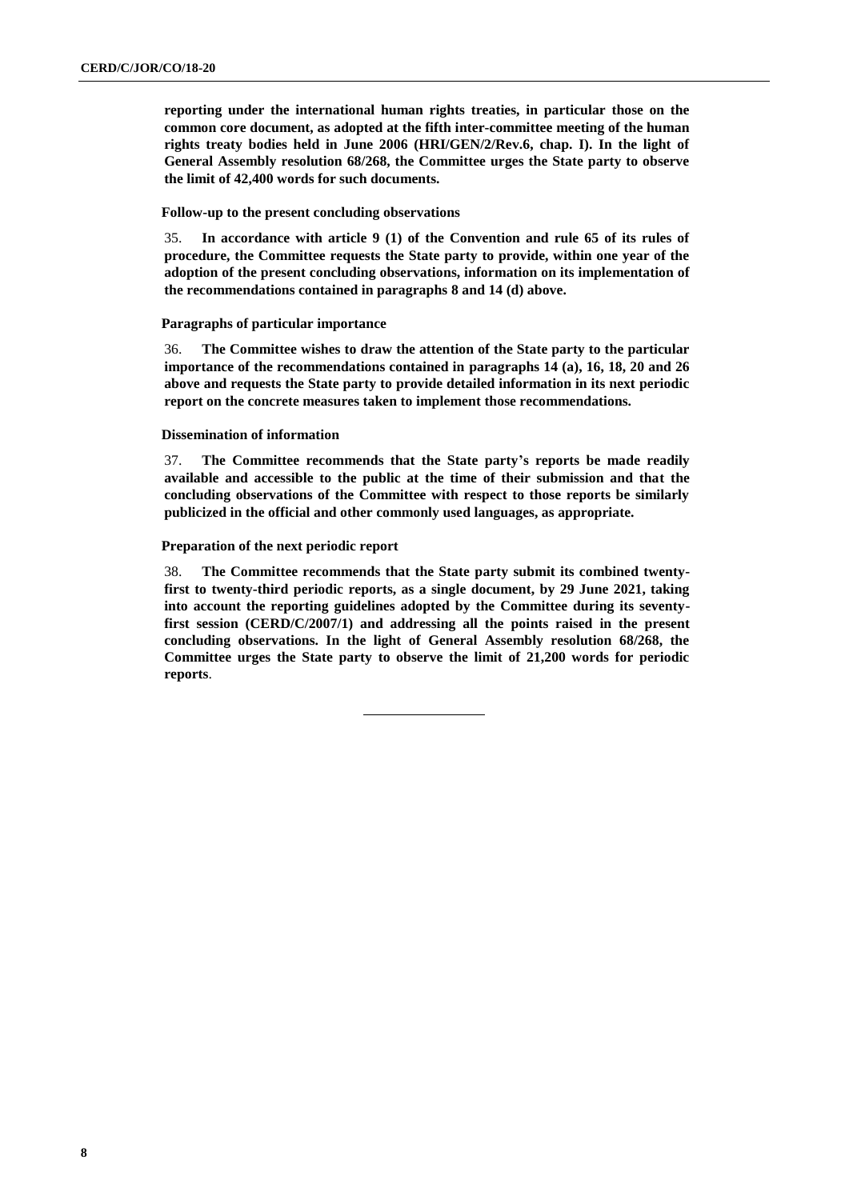**reporting under the international human rights treaties, in particular those on the common core document, as adopted at the fifth inter-committee meeting of the human rights treaty bodies held in June 2006 (HRI/GEN/2/Rev.6, chap. I). In the light of General Assembly resolution 68/268, the Committee urges the State party to observe the limit of 42,400 words for such documents.**

### Follow-up to the present concluding observations

35. **In accordance with article 9 (1) of the Convention and rule 65 of its rules of procedure, the Committee requests the State party to provide, within one year of the adoption of the present concluding observations, information on its implementation of the recommendations contained in paragraphs 8 and 14 (d) above.**

### Paragraphs of particular importance

36. **The Committee wishes to draw the attention of the State party to the particular importance of the recommendations contained in paragraphs 14 (a), 16, 18, 20 and 26 above and requests the State party to provide detailed information in its next periodic report on the concrete measures taken to implement those recommendations.**

### Dissemination of information

37. **The Committee recommends that the State party's reports be made readily available and accessible to the public at the time of their submission and that the concluding observations of the Committee with respect to those reports be similarly publicized in the official and other commonly used languages, as appropriate.**

### Preparation of the next periodic report

38. **The Committee recommends that the State party submit its combined twenty-first to twenty-third periodic reports, as a single document, by 29 June 2021, taking into account the reporting guidelines adopted by the Committee during its seventy-first session (CERD/C/2007/1) and addressing all the points raised in the present concluding observations. In the light of General Assembly resolution 68/268, the Committee urges the State party to observe the limit of 21,200 words for periodic reports**.